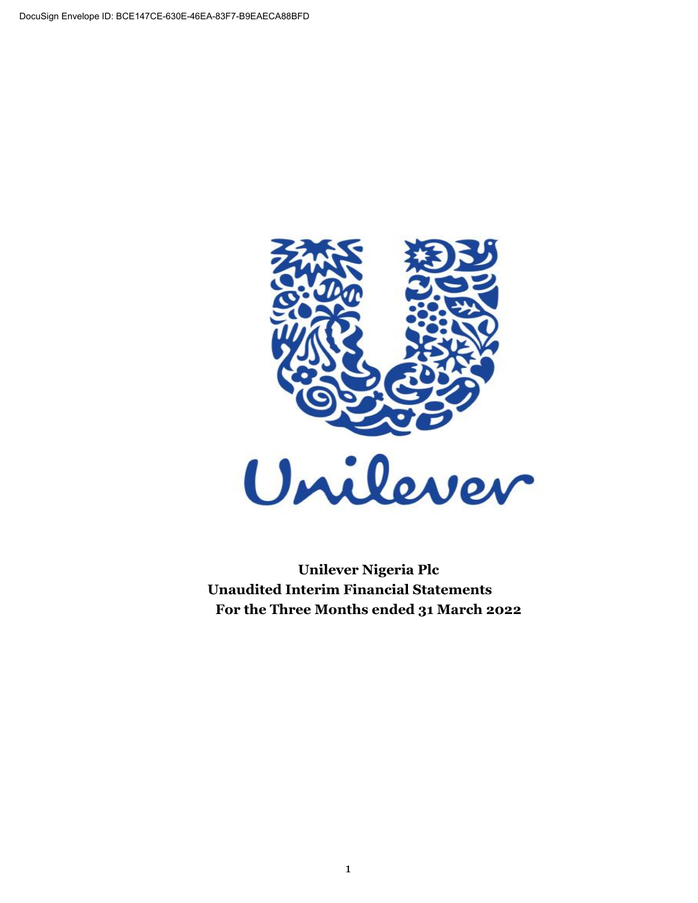DocuSign Envelope ID: BCE147CE-630E-46EA-83F7-B9EAECA88BFD

**Unilever Nigeria Plc**
**Unaudited Interim Financial Statements**
**For the Three Months ended 31 March 2022**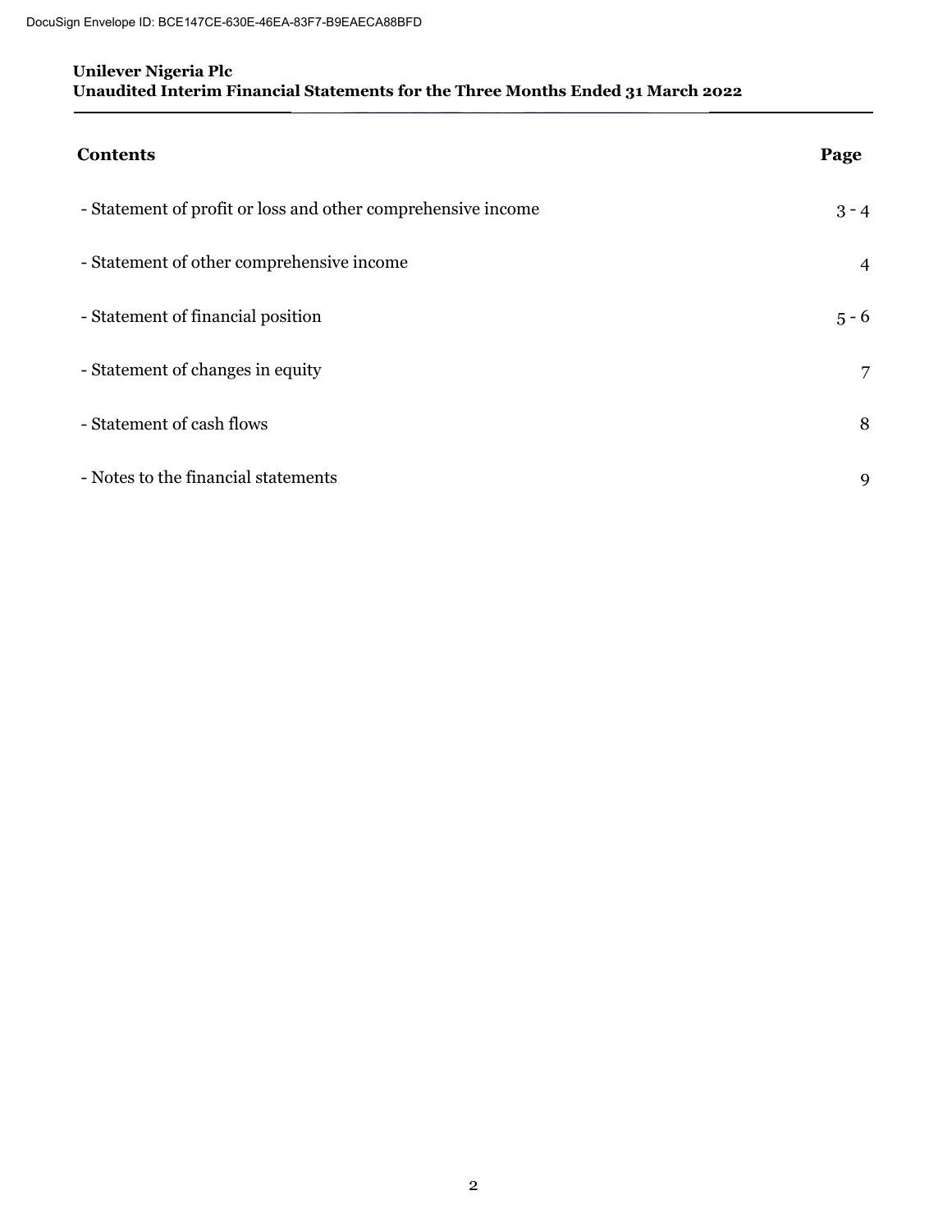**Unilever Nigeria Plc**
**Unaudited Interim Financial Statements for the Three Months Ended 31 March 2022**

| **Contents** | **Page** |
|---|---|
| - Statement of profit or loss and other comprehensive income | 3 - 4 |
| - Statement of other comprehensive income | 4 |
| - Statement of financial position | 5 - 6 |
| - Statement of changes in equity | 7 |
| - Statement of cash flows | 8 |
| - Notes to the financial statements | 9 |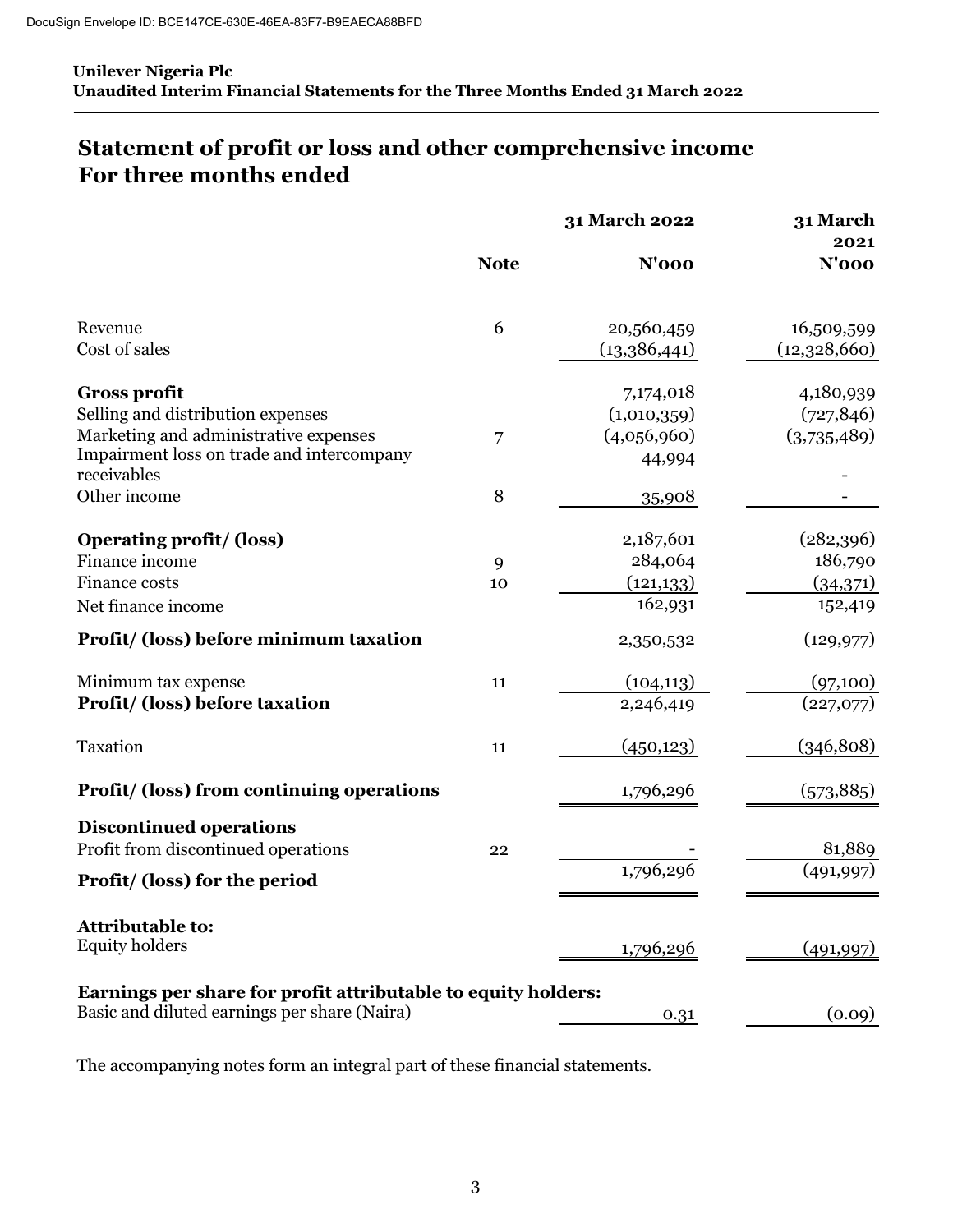**Unilever Nigeria Plc**
**Unaudited Interim Financial Statements for the Three Months Ended 31 March 2022**

# Statement of profit or loss and other comprehensive income
# For three months ended

| | Note | 31 March 2022 N'000 | 31 March 2021 N'000 |
|---|---|---|---|
| Revenue | 6 | 20,560,459 | 16,509,599 |
| Cost of sales | | (13,386,441) | (12,328,660) |
| **Gross profit** | | 7,174,018 | 4,180,939 |
| Selling and distribution expenses | | (1,010,359) | (727,846) |
| Marketing and administrative expenses | 7 | (4,056,960) | (3,735,489) |
| Impairment loss on trade and intercompany receivables | | 44,994 | - |
| Other income | 8 | 35,908 | - |
| **Operating profit/ (loss)** | | 2,187,601 | (282,396) |
| Finance income | 9 | 284,064 | 186,790 |
| Finance costs | 10 | (121,133) | (34,371) |
| Net finance income | | 162,931 | 152,419 |
| **Profit/ (loss) before minimum taxation** | | 2,350,532 | (129,977) |
| Minimum tax expense | 11 | (104,113) | (97,100) |
| **Profit/ (loss) before taxation** | | 2,246,419 | (227,077) |
| Taxation | 11 | (450,123) | (346,808) |
| **Profit/ (loss) from continuing operations** | | 1,796,296 | (573,885) |
| **Discontinued operations** | | | |
| Profit from discontinued operations | 22 | - | 81,889 |
| **Profit/ (loss) for the period** | | 1,796,296 | (491,997) |
| **Attributable to:** | | | |
| Equity holders | | 1,796,296 | (491,997) |
| **Earnings per share for profit attributable to equity holders:** | | | |
| Basic and diluted earnings per share (Naira) | | 0.31 | (0.09) |

The accompanying notes form an integral part of these financial statements.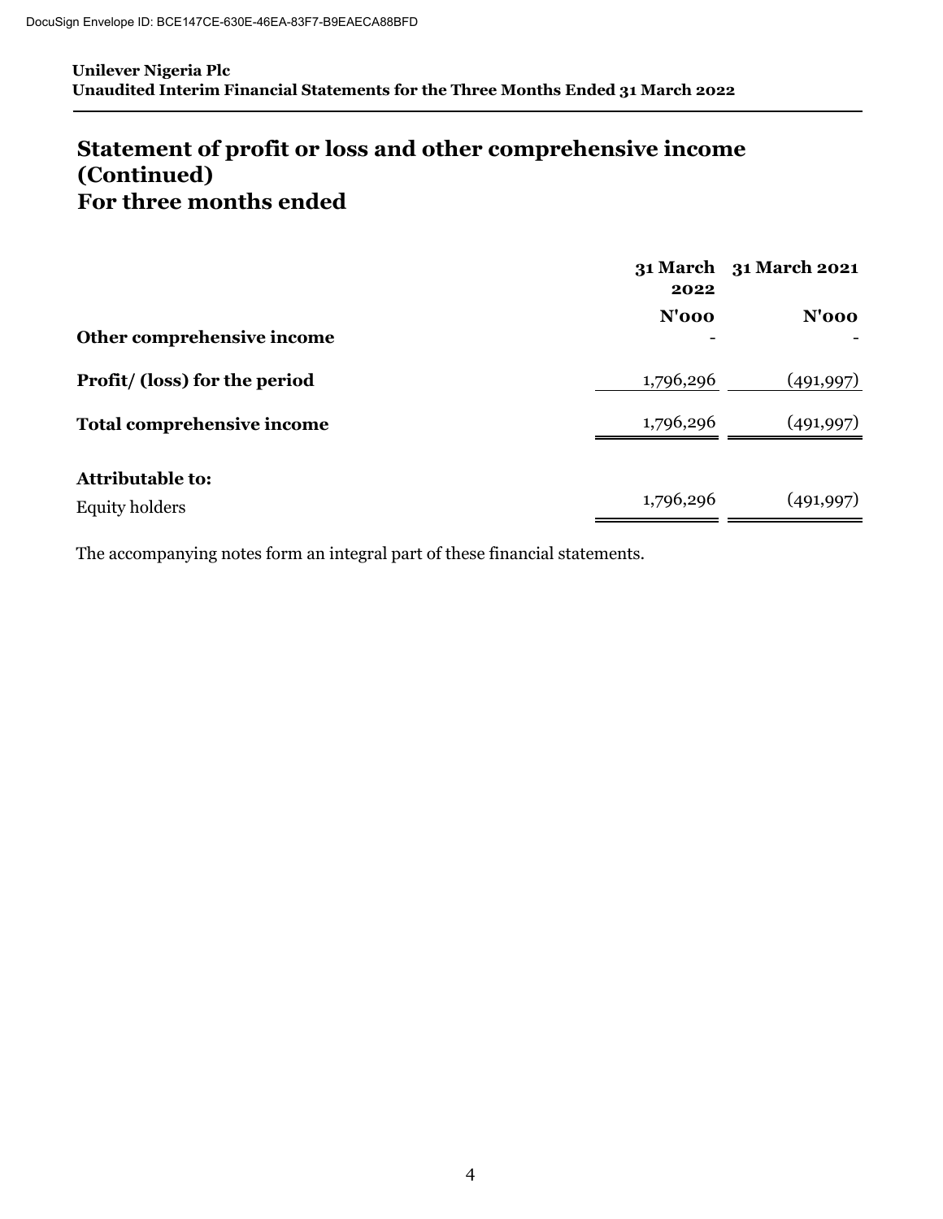**Unilever Nigeria Plc**
**Unaudited Interim Financial Statements for the Three Months Ended 31 March 2022**

# Statement of profit or loss and other comprehensive income (Continued)
# For three months ended

| | 31 March 2022 | 31 March 2021 |
|---|---|---|
| | N'000 | N'000 |
| **Other comprehensive income** | - | - |
| **Profit/ (loss) for the period** | 1,796,296 | (491,997) |
| **Total comprehensive income** | 1,796,296 | (491,997) |
| **Attributable to:** | | |
| Equity holders | 1,796,296 | (491,997) |

The accompanying notes form an integral part of these financial statements.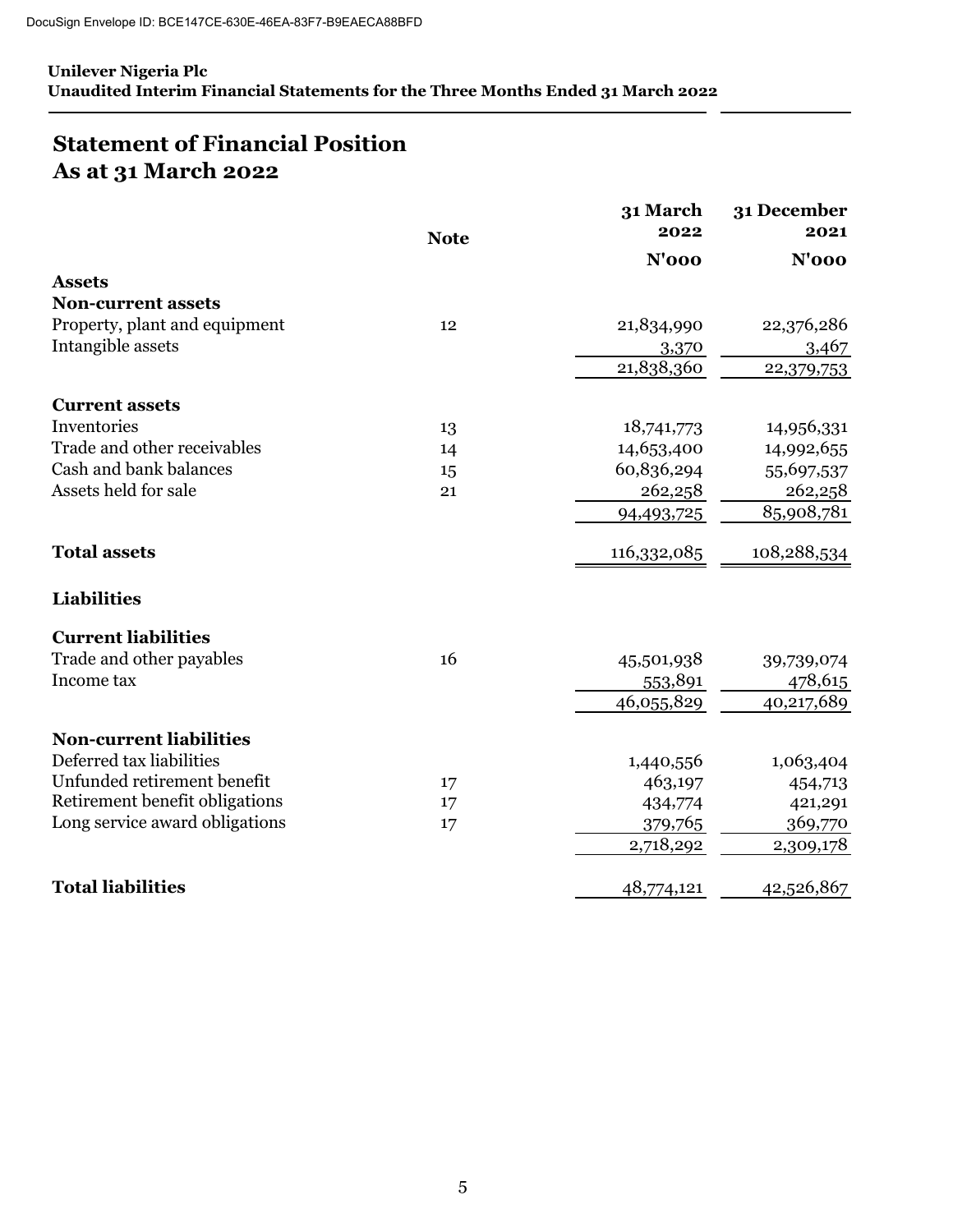DocuSign Envelope ID: BCE147CE-630E-46EA-83F7-B9EAECA88BFD

**Unilever Nigeria Plc**
**Unaudited Interim Financial Statements for the Three Months Ended 31 March 2022**

# Statement of Financial Position
# As at 31 March 2022

| | Note | 31 March 2022 | 31 December 2021 |
|---|---|---|---|
| | | **N'000** | **N'000** |
| **Assets** | | | |
| **Non-current assets** | | | |
| Property, plant and equipment | 12 | 21,834,990 | 22,376,286 |
| Intangible assets | | 3,370 | 3,467 |
| | | 21,838,360 | 22,379,753 |
| **Current assets** | | | |
| Inventories | 13 | 18,741,773 | 14,956,331 |
| Trade and other receivables | 14 | 14,653,400 | 14,992,655 |
| Cash and bank balances | 15 | 60,836,294 | 55,697,537 |
| Assets held for sale | 21 | 262,258 | 262,258 |
| | | 94,493,725 | 85,908,781 |
| **Total assets** | | 116,332,085 | 108,288,534 |
| **Liabilities** | | | |
| **Current liabilities** | | | |
| Trade and other payables | 16 | 45,501,938 | 39,739,074 |
| Income tax | | 553,891 | 478,615 |
| | | 46,055,829 | 40,217,689 |
| **Non-current liabilities** | | | |
| Deferred tax liabilities | | 1,440,556 | 1,063,404 |
| Unfunded retirement benefit | 17 | 463,197 | 454,713 |
| Retirement benefit obligations | 17 | 434,774 | 421,291 |
| Long service award obligations | 17 | 379,765 | 369,770 |
| | | 2,718,292 | 2,309,178 |
| **Total liabilities** | | 48,774,121 | 42,526,867 |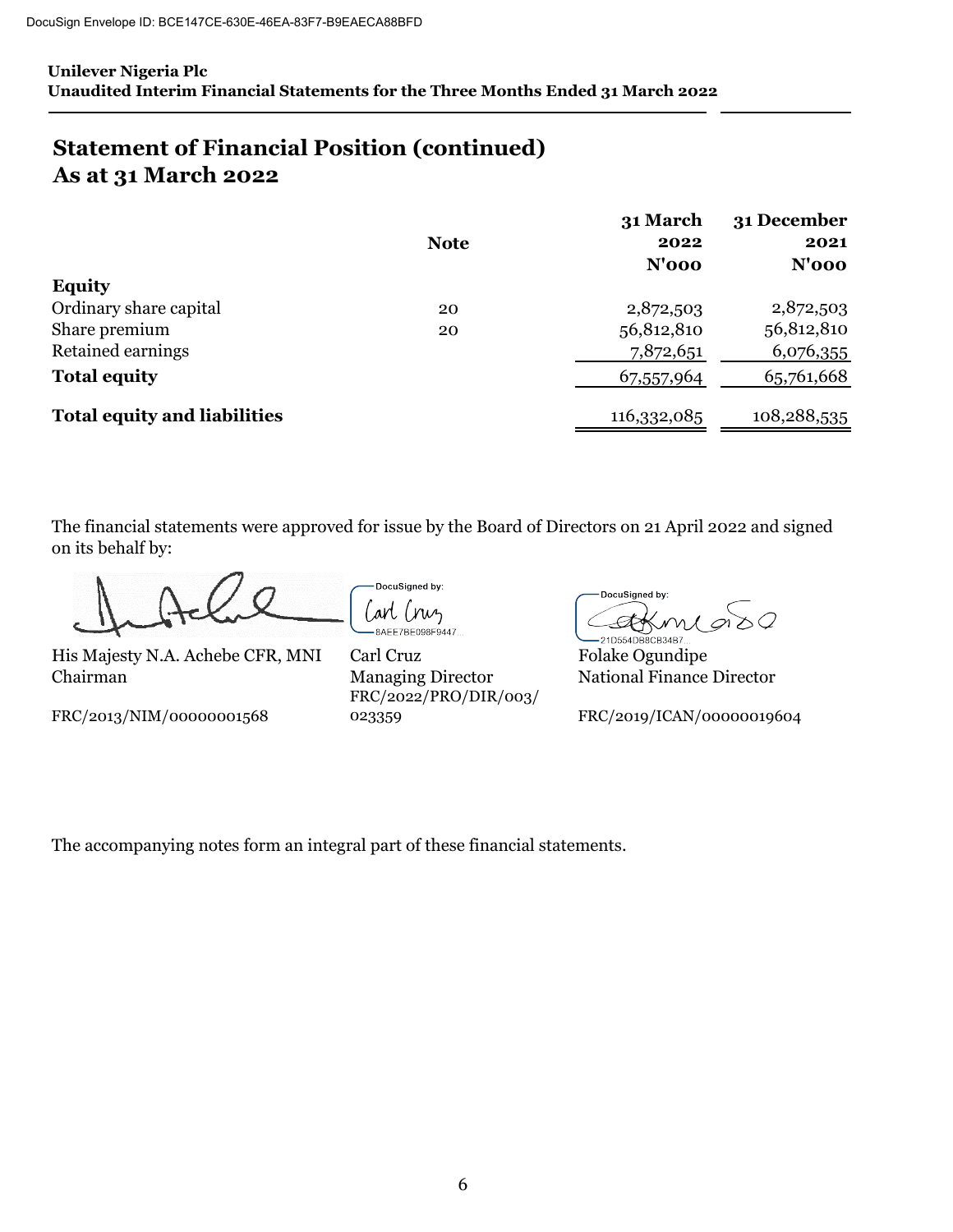## Statement of Financial Position (continued)
## As at 31 March 2022

| | Note | 31 March 2022 N'000 | 31 December 2021 N'000 |
|---|---|---|---|
| **Equity** | | | |
| Ordinary share capital | 20 | 2,872,503 | 2,872,503 |
| Share premium | 20 | 56,812,810 | 56,812,810 |
| Retained earnings | | 7,872,651 | 6,076,355 |
| **Total equity** | | 67,557,964 | 65,761,668 |
| **Total equity and liabilities** | | 116,332,085 | 108,288,535 |

The financial statements were approved for issue by the Board of Directors on 21 April 2022 and signed on its behalf by:

| | | |
|---|---|---|
| His Majesty N.A. Achebe CFR, MNI | Carl Cruz | Folake Ogundipe |
| Chairman | Managing Director | National Finance Director |
| FRC/2013/NIM/00000001568 | FRC/2022/PRO/DIR/003/023359 | FRC/2019/ICAN/00000019604 |

The accompanying notes form an integral part of these financial statements.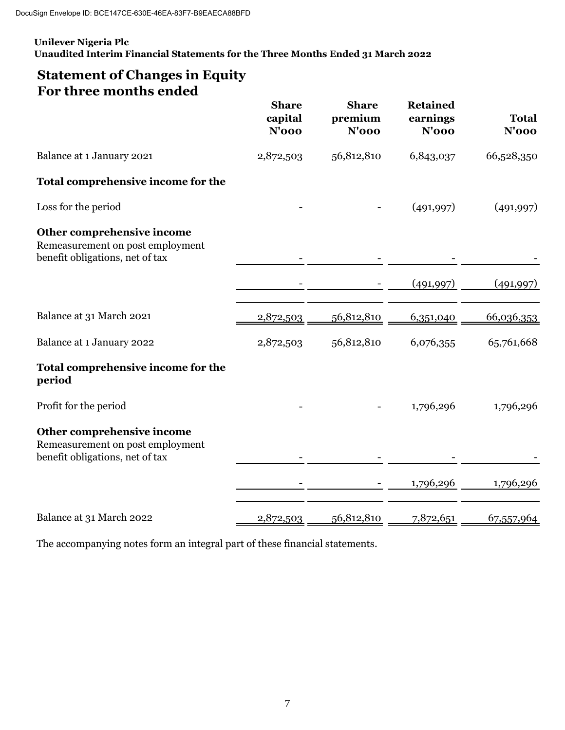Unilever Nigeria Plc
Unaudited Interim Financial Statements for the Three Months Ended 31 March 2022

# Statement of Changes in Equity
## For three months ended

| | Share capital N'000 | Share premium N'000 | Retained earnings N'000 | Total N'000 |
|---|---|---|---|---|
| Balance at 1 January 2021 | 2,872,503 | 56,812,810 | 6,843,037 | 66,528,350 |
| **Total comprehensive income for the** | | | | |
| Loss for the period | - | - | (491,997) | (491,997) |
| **Other comprehensive income** | | | | |
| Remeasurement on post employment benefit obligations, net of tax | - | - | - | - |
| | - | - | (491,997) | (491,997) |
| Balance at 31 March 2021 | 2,872,503 | 56,812,810 | 6,351,040 | 66,036,353 |
| Balance at 1 January 2022 | 2,872,503 | 56,812,810 | 6,076,355 | 65,761,668 |
| **Total comprehensive income for the period** | | | | |
| Profit for the period | - | - | 1,796,296 | 1,796,296 |
| **Other comprehensive income** | | | | |
| Remeasurement on post employment benefit obligations, net of tax | - | - | - | - |
| | - | - | 1,796,296 | 1,796,296 |
| Balance at 31 March 2022 | 2,872,503 | 56,812,810 | 7,872,651 | 67,557,964 |

The accompanying notes form an integral part of these financial statements.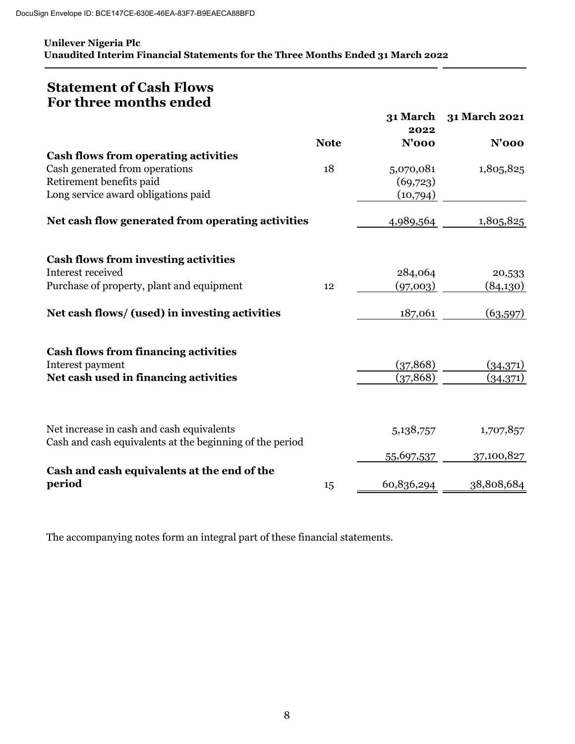DocuSign Envelope ID: BCE147CE-630E-46EA-83F7-B9EAECA88BFD

**Unilever Nigeria Plc**
**Unaudited Interim Financial Statements for the Three Months Ended 31 March 2022**

## Statement of Cash Flows
## For three months ended

| | Note | 31 March 2022 | 31 March 2021 |
|---|---|---|---|
| | | N'000 | N'000 |
| **Cash flows from operating activities** | | | |
| Cash generated from operations | 18 | 5,070,081 | 1,805,825 |
| Retirement benefits paid | | (69,723) | |
| Long service award obligations paid | | (10,794) | |
| **Net cash flow generated from operating activities** | | 4,989,564 | 1,805,825 |
| **Cash flows from investing activities** | | | |
| Interest received | | 284,064 | 20,533 |
| Purchase of property, plant and equipment | 12 | (97,003) | (84,130) |
| **Net cash flows/ (used) in investing activities** | | 187,061 | (63,597) |
| **Cash flows from financing activities** | | | |
| Interest payment | | (37,868) | (34,371) |
| **Net cash used in financing activities** | | (37,868) | (34,371) |
| Net increase in cash and cash equivalents | | 5,138,757 | 1,707,857 |
| Cash and cash equivalents at the beginning of the period | | 55,697,537 | 37,100,827 |
| **Cash and cash equivalents at the end of the period** | 15 | 60,836,294 | 38,808,684 |

The accompanying notes form an integral part of these financial statements.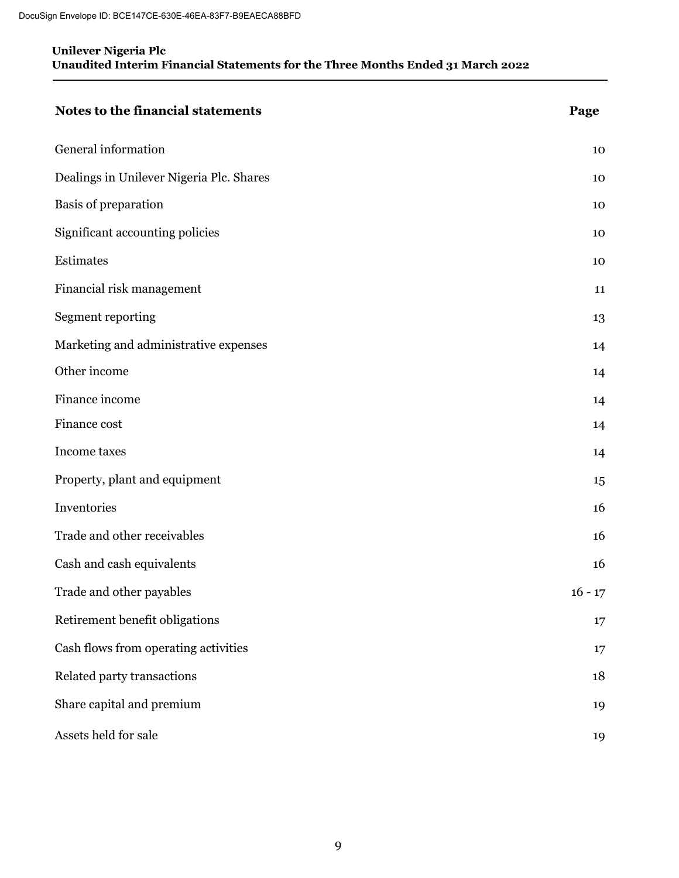| Notes to the financial statements | Page |
|---|---|
| General information | 10 |
| Dealings in Unilever Nigeria Plc. Shares | 10 |
| Basis of preparation | 10 |
| Significant accounting policies | 10 |
| Estimates | 10 |
| Financial risk management | 11 |
| Segment reporting | 13 |
| Marketing and administrative expenses | 14 |
| Other income | 14 |
| Finance income | 14 |
| Finance cost | 14 |
| Income taxes | 14 |
| Property, plant and equipment | 15 |
| Inventories | 16 |
| Trade and other receivables | 16 |
| Cash and cash equivalents | 16 |
| Trade and other payables | 16 - 17 |
| Retirement benefit obligations | 17 |
| Cash flows from operating activities | 17 |
| Related party transactions | 18 |
| Share capital and premium | 19 |
| Assets held for sale | 19 |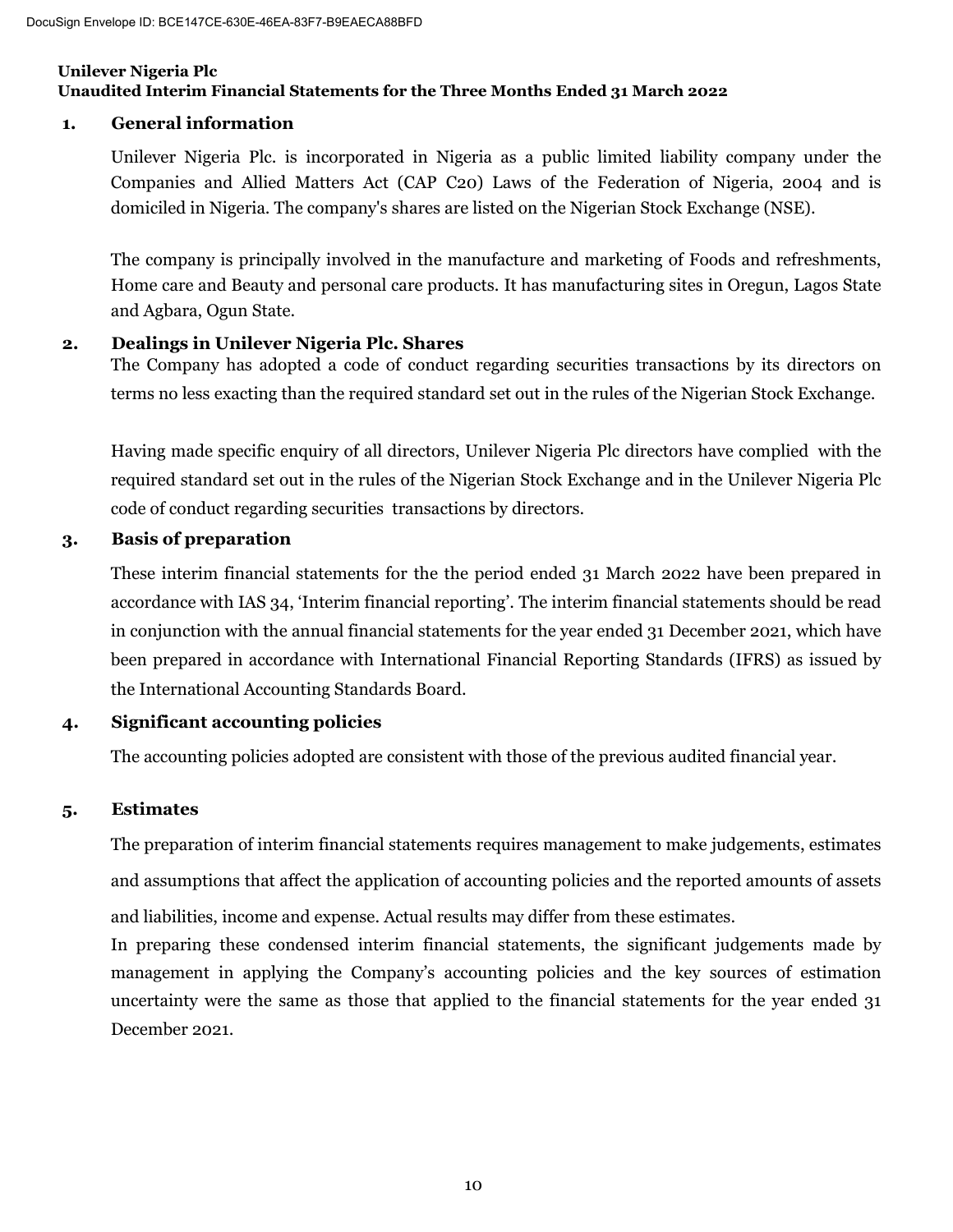**Unilever Nigeria Plc**
**Unaudited Interim Financial Statements for the Three Months Ended 31 March 2022**

## 1. General information

Unilever Nigeria Plc. is incorporated in Nigeria as a public limited liability company under the Companies and Allied Matters Act (CAP C20) Laws of the Federation of Nigeria, 2004 and is domiciled in Nigeria. The company's shares are listed on the Nigerian Stock Exchange (NSE).

The company is principally involved in the manufacture and marketing of Foods and refreshments, Home care and Beauty and personal care products. It has manufacturing sites in Oregun, Lagos State and Agbara, Ogun State.

## 2. Dealings in Unilever Nigeria Plc. Shares

The Company has adopted a code of conduct regarding securities transactions by its directors on terms no less exacting than the required standard set out in the rules of the Nigerian Stock Exchange.

Having made specific enquiry of all directors, Unilever Nigeria Plc directors have complied with the required standard set out in the rules of the Nigerian Stock Exchange and in the Unilever Nigeria Plc code of conduct regarding securities transactions by directors.

## 3. Basis of preparation

These interim financial statements for the the period ended 31 March 2022 have been prepared in accordance with IAS 34, 'Interim financial reporting'. The interim financial statements should be read in conjunction with the annual financial statements for the year ended 31 December 2021, which have been prepared in accordance with International Financial Reporting Standards (IFRS) as issued by the International Accounting Standards Board.

## 4. Significant accounting policies

The accounting policies adopted are consistent with those of the previous audited financial year.

## 5. Estimates

The preparation of interim financial statements requires management to make judgements, estimates and assumptions that affect the application of accounting policies and the reported amounts of assets and liabilities, income and expense. Actual results may differ from these estimates.

In preparing these condensed interim financial statements, the significant judgements made by management in applying the Company's accounting policies and the key sources of estimation uncertainty were the same as those that applied to the financial statements for the year ended 31 December 2021.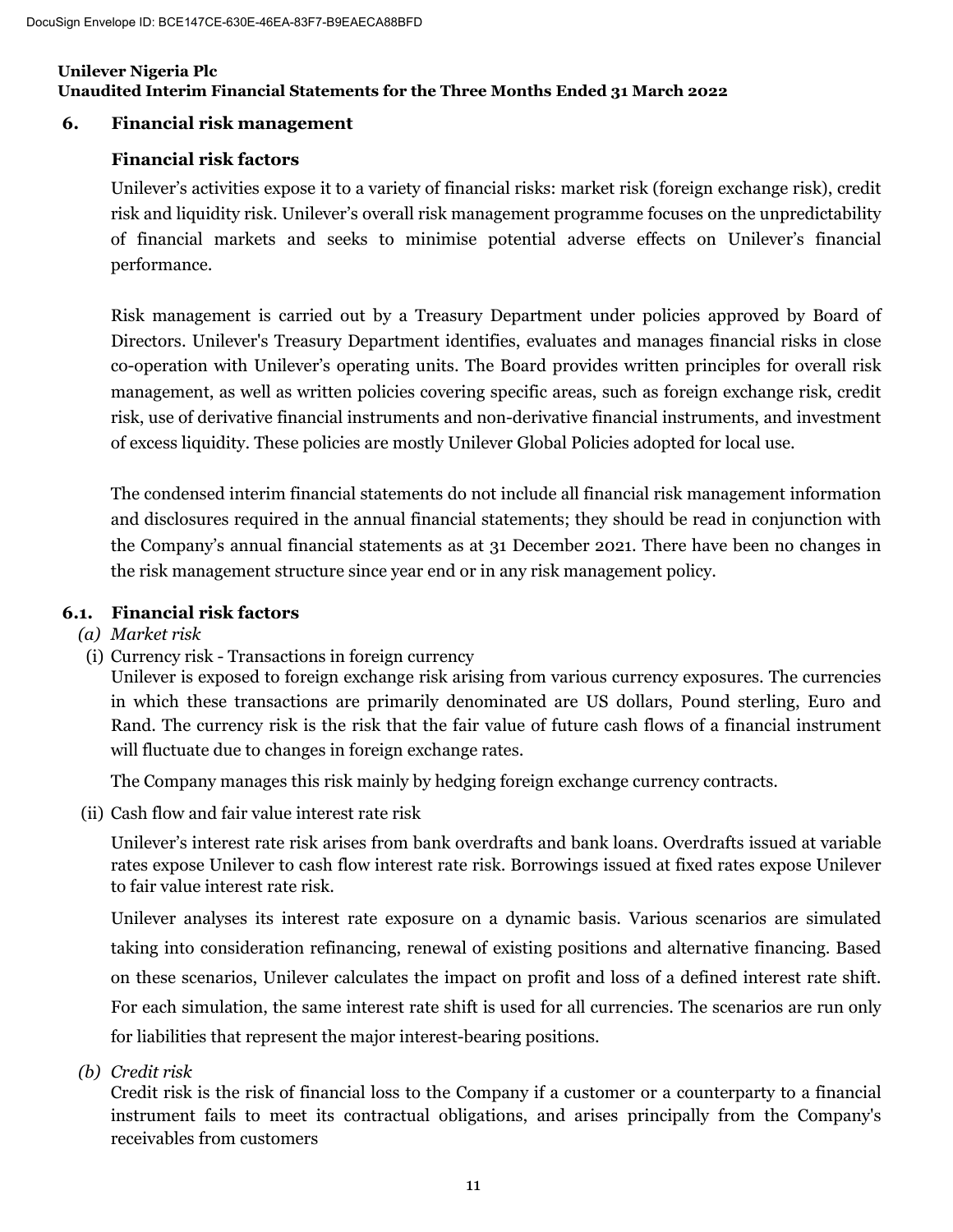## 6. Financial risk management

### Financial risk factors

Unilever's activities expose it to a variety of financial risks: market risk (foreign exchange risk), credit risk and liquidity risk. Unilever's overall risk management programme focuses on the unpredictability of financial markets and seeks to minimise potential adverse effects on Unilever's financial performance.

Risk management is carried out by a Treasury Department under policies approved by Board of Directors. Unilever's Treasury Department identifies, evaluates and manages financial risks in close co-operation with Unilever's operating units. The Board provides written principles for overall risk management, as well as written policies covering specific areas, such as foreign exchange risk, credit risk, use of derivative financial instruments and non-derivative financial instruments, and investment of excess liquidity. These policies are mostly Unilever Global Policies adopted for local use.

The condensed interim financial statements do not include all financial risk management information and disclosures required in the annual financial statements; they should be read in conjunction with the Company's annual financial statements as at 31 December 2021. There have been no changes in the risk management structure since year end or in any risk management policy.

## 6.1. Financial risk factors

*(a) Market risk*

(i) Currency risk - Transactions in foreign currency

Unilever is exposed to foreign exchange risk arising from various currency exposures. The currencies in which these transactions are primarily denominated are US dollars, Pound sterling, Euro and Rand. The currency risk is the risk that the fair value of future cash flows of a financial instrument will fluctuate due to changes in foreign exchange rates.

The Company manages this risk mainly by hedging foreign exchange currency contracts.

(ii) Cash flow and fair value interest rate risk

Unilever's interest rate risk arises from bank overdrafts and bank loans. Overdrafts issued at variable rates expose Unilever to cash flow interest rate risk. Borrowings issued at fixed rates expose Unilever to fair value interest rate risk.

Unilever analyses its interest rate exposure on a dynamic basis. Various scenarios are simulated taking into consideration refinancing, renewal of existing positions and alternative financing. Based on these scenarios, Unilever calculates the impact on profit and loss of a defined interest rate shift. For each simulation, the same interest rate shift is used for all currencies. The scenarios are run only for liabilities that represent the major interest-bearing positions.

*(b) Credit risk*

Credit risk is the risk of financial loss to the Company if a customer or a counterparty to a financial instrument fails to meet its contractual obligations, and arises principally from the Company's receivables from customers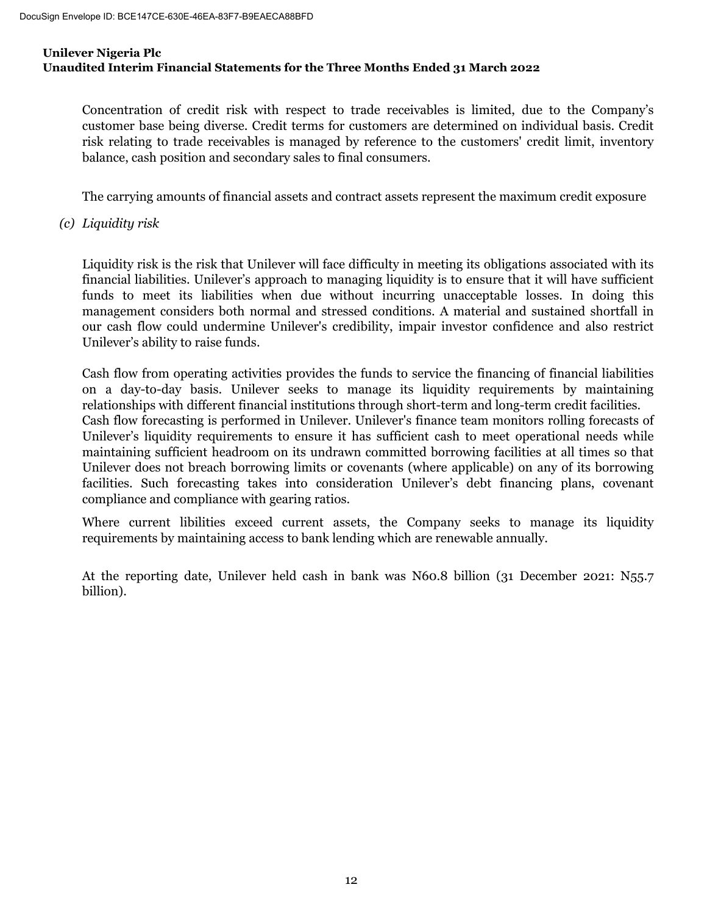Concentration of credit risk with respect to trade receivables is limited, due to the Company's customer base being diverse. Credit terms for customers are determined on individual basis. Credit risk relating to trade receivables is managed by reference to the customers' credit limit, inventory balance, cash position and secondary sales to final consumers.

The carrying amounts of financial assets and contract assets represent the maximum credit exposure

*(c) Liquidity risk*

Liquidity risk is the risk that Unilever will face difficulty in meeting its obligations associated with its financial liabilities. Unilever's approach to managing liquidity is to ensure that it will have sufficient funds to meet its liabilities when due without incurring unacceptable losses. In doing this management considers both normal and stressed conditions. A material and sustained shortfall in our cash flow could undermine Unilever's credibility, impair investor confidence and also restrict Unilever's ability to raise funds.

Cash flow from operating activities provides the funds to service the financing of financial liabilities on a day-to-day basis. Unilever seeks to manage its liquidity requirements by maintaining relationships with different financial institutions through short-term and long-term credit facilities.
Cash flow forecasting is performed in Unilever. Unilever's finance team monitors rolling forecasts of Unilever's liquidity requirements to ensure it has sufficient cash to meet operational needs while maintaining sufficient headroom on its undrawn committed borrowing facilities at all times so that Unilever does not breach borrowing limits or covenants (where applicable) on any of its borrowing facilities. Such forecasting takes into consideration Unilever's debt financing plans, covenant compliance and compliance with gearing ratios.

Where current libilities exceed current assets, the Company seeks to manage its liquidity requirements by maintaining access to bank lending which are renewable annually.

At the reporting date, Unilever held cash in bank was N60.8 billion (31 December 2021: N55.7 billion).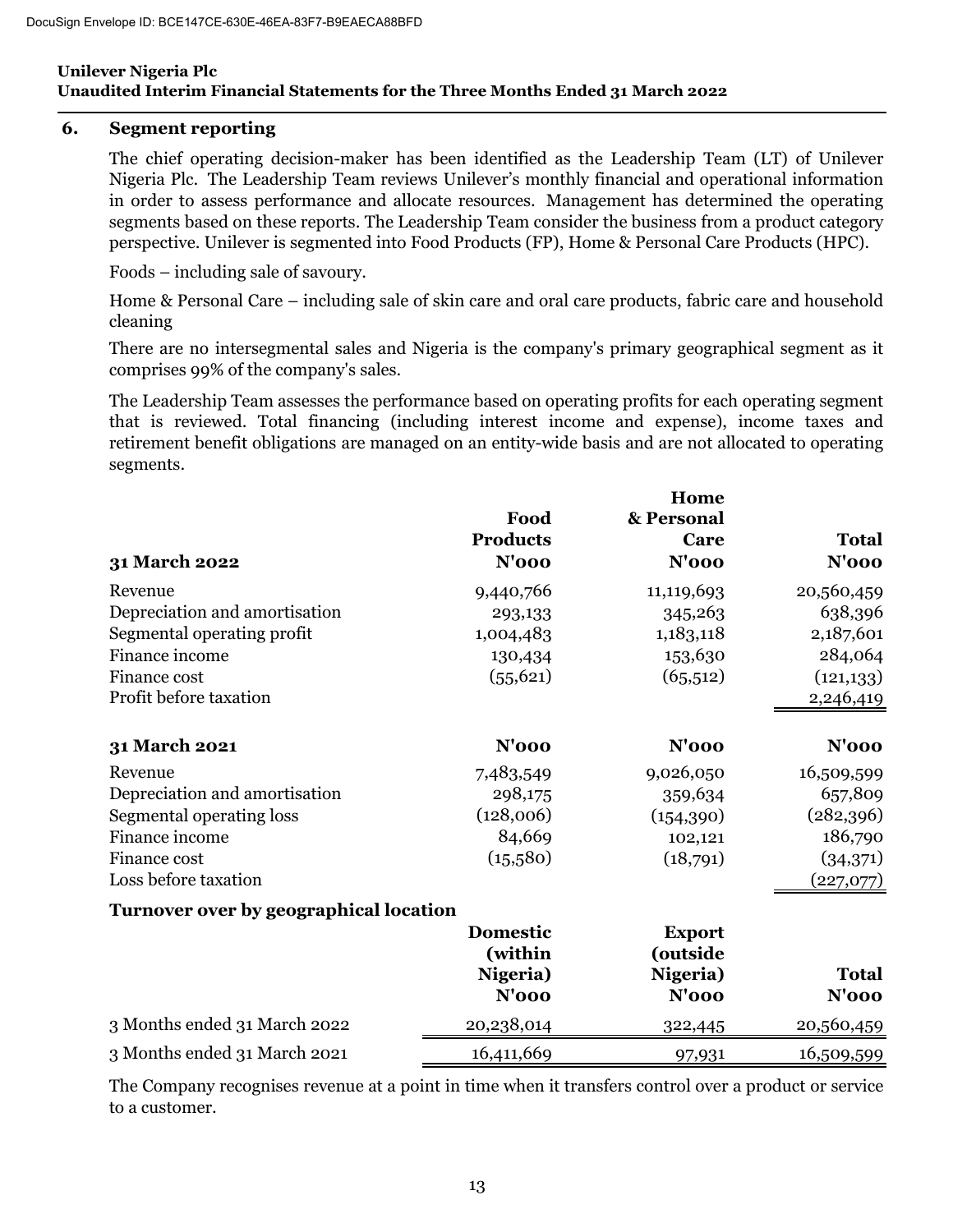### 6. Segment reporting

The chief operating decision-maker has been identified as the Leadership Team (LT) of Unilever Nigeria Plc. The Leadership Team reviews Unilever's monthly financial and operational information in order to assess performance and allocate resources. Management has determined the operating segments based on these reports. The Leadership Team consider the business from a product category perspective. Unilever is segmented into Food Products (FP), Home & Personal Care Products (HPC).

Foods – including sale of savoury.

Home & Personal Care – including sale of skin care and oral care products, fabric care and household cleaning

There are no intersegmental sales and Nigeria is the company's primary geographical segment as it comprises 99% of the company's sales.

The Leadership Team assesses the performance based on operating profits for each operating segment that is reviewed. Total financing (including interest income and expense), income taxes and retirement benefit obligations are managed on an entity-wide basis and are not allocated to operating segments.

| **31 March 2022** | **Food Products N'000** | **Home & Personal Care N'000** | **Total N'000** |
|---|---|---|---|
| Revenue | 9,440,766 | 11,119,693 | 20,560,459 |
| Depreciation and amortisation | 293,133 | 345,263 | 638,396 |
| Segmental operating profit | 1,004,483 | 1,183,118 | 2,187,601 |
| Finance income | 130,434 | 153,630 | 284,064 |
| Finance cost | (55,621) | (65,512) | (121,133) |
| Profit before taxation | | | 2,246,419 |
| **31 March 2021** | **N'000** | **N'000** | **N'000** |
| Revenue | 7,483,549 | 9,026,050 | 16,509,599 |
| Depreciation and amortisation | 298,175 | 359,634 | 657,809 |
| Segmental operating loss | (128,006) | (154,390) | (282,396) |
| Finance income | 84,669 | 102,121 | 186,790 |
| Finance cost | (15,580) | (18,791) | (34,371) |
| Loss before taxation | | | (227,077) |

**Turnover over by geographical location**

| | **Domestic (within Nigeria) N'000** | **Export (outside Nigeria) N'000** | **Total N'000** |
|---|---|---|---|
| 3 Months ended 31 March 2022 | 20,238,014 | 322,445 | 20,560,459 |
| 3 Months ended 31 March 2021 | 16,411,669 | 97,931 | 16,509,599 |

The Company recognises revenue at a point in time when it transfers control over a product or service to a customer.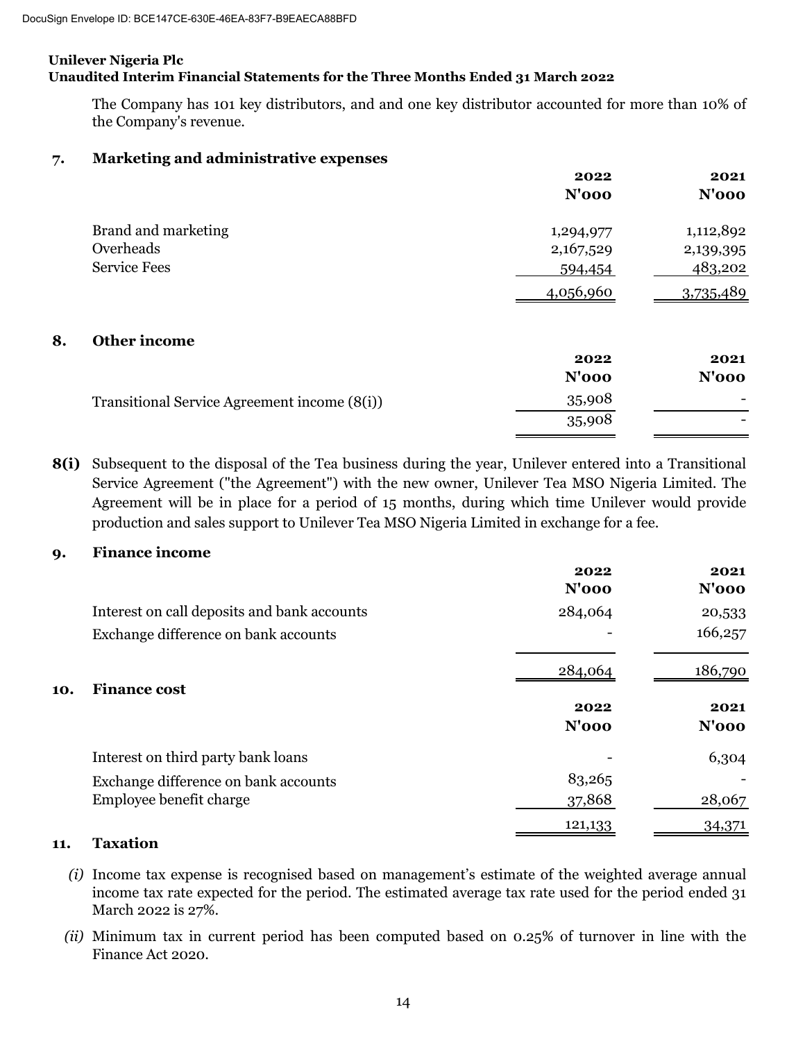The Company has 101 key distributors, and and one key distributor accounted for more than 10% of the Company's revenue.

## 7. Marketing and administrative expenses

| | 2022 N'000 | 2021 N'000 |
|---|---|---|
| Brand and marketing | 1,294,977 | 1,112,892 |
| Overheads | 2,167,529 | 2,139,395 |
| Service Fees | 594,454 | 483,202 |
| | 4,056,960 | 3,735,489 |

## 8. Other income

| | 2022 N'000 | 2021 N'000 |
|---|---|---|
| Transitional Service Agreement income (8(i)) | 35,908 | - |
| | 35,908 | - |

**8(i)** Subsequent to the disposal of the Tea business during the year, Unilever entered into a Transitional Service Agreement ("the Agreement") with the new owner, Unilever Tea MSO Nigeria Limited. The Agreement will be in place for a period of 15 months, during which time Unilever would provide production and sales support to Unilever Tea MSO Nigeria Limited in exchange for a fee.

## 9. Finance income

| | 2022 N'000 | 2021 N'000 |
|---|---|---|
| Interest on call deposits and bank accounts | 284,064 | 20,533 |
| Exchange difference on bank accounts | - | 166,257 |
| | 284,064 | 186,790 |

## 10. Finance cost

| | 2022 N'000 | 2021 N'000 |
|---|---|---|
| Interest on third party bank loans | - | 6,304 |
| Exchange difference on bank accounts | 83,265 | - |
| Employee benefit charge | 37,868 | 28,067 |
| | 121,133 | 34,371 |

## 11. Taxation

*(i)* Income tax expense is recognised based on management's estimate of the weighted average annual income tax rate expected for the period. The estimated average tax rate used for the period ended 31 March 2022 is 27%.

*(ii)* Minimum tax in current period has been computed based on 0.25% of turnover in line with the Finance Act 2020.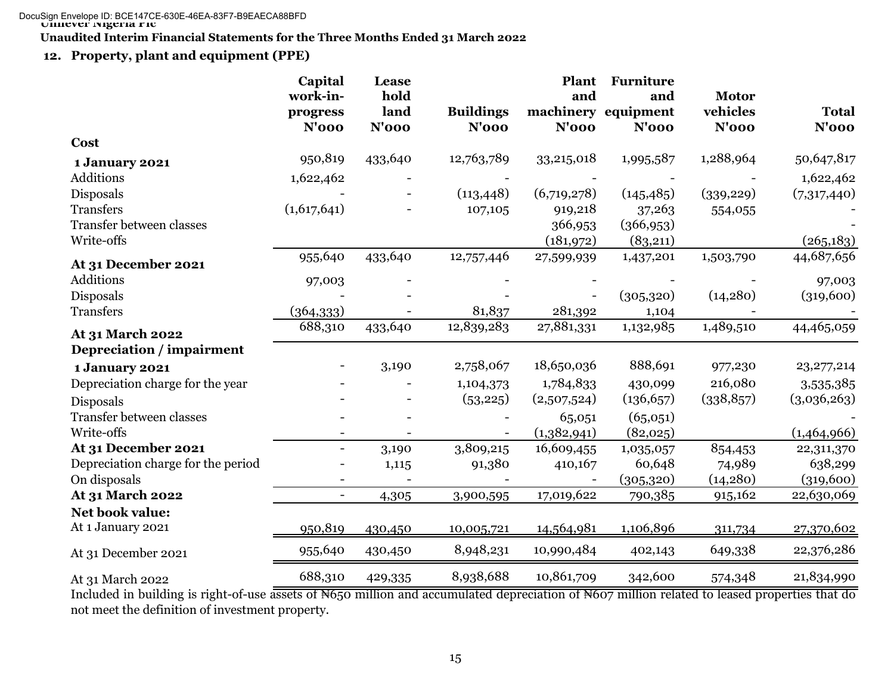Unilever Nigeria Plc

**Unaudited Interim Financial Statements for the Three Months Ended 31 March 2022**

## 12. Property, plant and equipment (PPE)

| | Capital work-in-progress N'000 | Lease hold land N'000 | Buildings N'000 | Plant and machinery N'000 | Furniture and equipment N'000 | Motor vehicles N'000 | Total N'000 |
|---|---|---|---|---|---|---|---|
| **Cost** | | | | | | | |
| **1 January 2021** | 950,819 | 433,640 | 12,763,789 | 33,215,018 | 1,995,587 | 1,288,964 | 50,647,817 |
| Additions | 1,622,462 | - | - | - | - | - | 1,622,462 |
| Disposals | - | - | (113,448) | (6,719,278) | (145,485) | (339,229) | (7,317,440) |
| Transfers | (1,617,641) | - | 107,105 | 919,218 | 37,263 | 554,055 | - |
| Transfer between classes | | | | 366,953 | (366,953) | | - |
| Write-offs | | | | (181,972) | (83,211) | | (265,183) |
| **At 31 December 2021** | 955,640 | 433,640 | 12,757,446 | 27,599,939 | 1,437,201 | 1,503,790 | 44,687,656 |
| Additions | 97,003 | - | - | - | - | - | 97,003 |
| Disposals | - | - | - | - | (305,320) | (14,280) | (319,600) |
| Transfers | (364,333) | - | 81,837 | 281,392 | 1,104 | - | - |
| **At 31 March 2022** | 688,310 | 433,640 | 12,839,283 | 27,881,331 | 1,132,985 | 1,489,510 | 44,465,059 |
| **Depreciation / impairment** | | | | | | | |
| **1 January 2021** | - | 3,190 | 2,758,067 | 18,650,036 | 888,691 | 977,230 | 23,277,214 |
| Depreciation charge for the year | - | - | 1,104,373 | 1,784,833 | 430,099 | 216,080 | 3,535,385 |
| Disposals | - | - | (53,225) | (2,507,524) | (136,657) | (338,857) | (3,036,263) |
| Transfer between classes | - | - | - | 65,051 | (65,051) | | - |
| Write-offs | - | - | - | (1,382,941) | (82,025) | | (1,464,966) |
| **At 31 December 2021** | - | 3,190 | 3,809,215 | 16,609,455 | 1,035,057 | 854,453 | 22,311,370 |
| Depreciation charge for the period | - | 1,115 | 91,380 | 410,167 | 60,648 | 74,989 | 638,299 |
| On disposals | - | - | - | - | (305,320) | (14,280) | (319,600) |
| **At 31 March 2022** | - | 4,305 | 3,900,595 | 17,019,622 | 790,385 | 915,162 | 22,630,069 |
| **Net book value:** | | | | | | | |
| At 1 January 2021 | 950,819 | 430,450 | 10,005,721 | 14,564,981 | 1,106,896 | 311,734 | 27,370,602 |
| At 31 December 2021 | 955,640 | 430,450 | 8,948,231 | 10,990,484 | 402,143 | 649,338 | 22,376,286 |
| At 31 March 2022 | 688,310 | 429,335 | 8,938,688 | 10,861,709 | 342,600 | 574,348 | 21,834,990 |

Included in building is right-of-use assets of ₦650 million and accumulated depreciation of ₦607 million related to leased properties that do not meet the definition of investment property.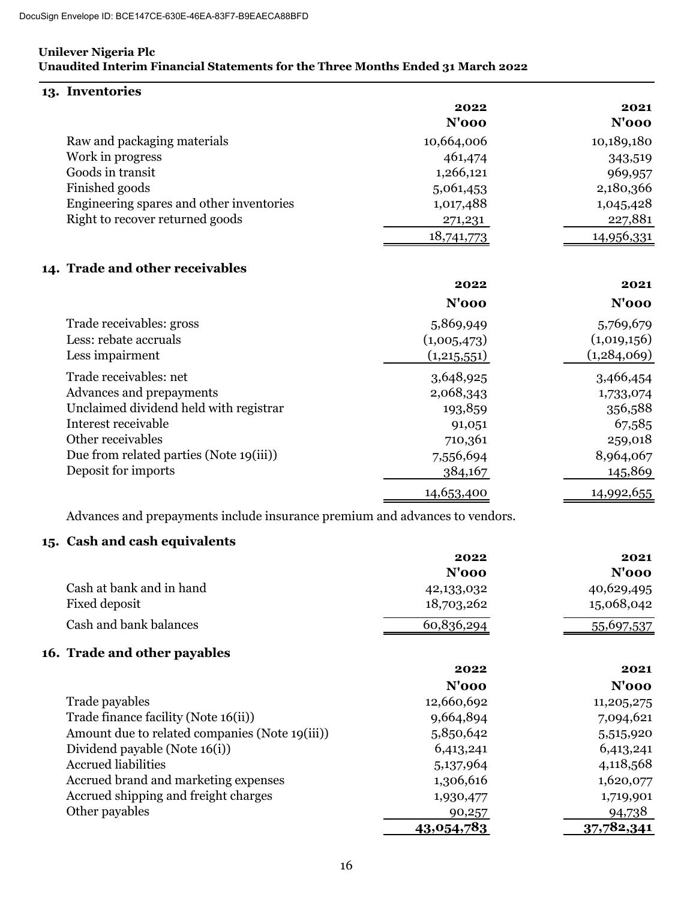DocuSign Envelope ID: BCE147CE-630E-46EA-83F7-B9EAECA88BFD

**Unilever Nigeria Plc**
**Unaudited Interim Financial Statements for the Three Months Ended 31 March 2022**

## 13. Inventories

| | 2022 N'000 | 2021 N'000 |
|---|---|---|
| Raw and packaging materials | 10,664,006 | 10,189,180 |
| Work in progress | 461,474 | 343,519 |
| Goods in transit | 1,266,121 | 969,957 |
| Finished goods | 5,061,453 | 2,180,366 |
| Engineering spares and other inventories | 1,017,488 | 1,045,428 |
| Right to recover returned goods | 271,231 | 227,881 |
| | 18,741,773 | 14,956,331 |

## 14. Trade and other receivables

| | 2022 N'000 | 2021 N'000 |
|---|---|---|
| Trade receivables: gross | 5,869,949 | 5,769,679 |
| Less: rebate accruals | (1,005,473) | (1,019,156) |
| Less impairment | (1,215,551) | (1,284,069) |
| Trade receivables: net | 3,648,925 | 3,466,454 |
| Advances and prepayments | 2,068,343 | 1,733,074 |
| Unclaimed dividend held with registrar | 193,859 | 356,588 |
| Interest receivable | 91,051 | 67,585 |
| Other receivables | 710,361 | 259,018 |
| Due from related parties (Note 19(iii)) | 7,556,694 | 8,964,067 |
| Deposit for imports | 384,167 | 145,869 |
| | 14,653,400 | 14,992,655 |

Advances and prepayments include insurance premium and advances to vendors.

## 15. Cash and cash equivalents

| | 2022 N'000 | 2021 N'000 |
|---|---|---|
| Cash at bank and in hand | 42,133,032 | 40,629,495 |
| Fixed deposit | 18,703,262 | 15,068,042 |
| Cash and bank balances | 60,836,294 | 55,697,537 |

## 16. Trade and other payables

| | 2022 N'000 | 2021 N'000 |
|---|---|---|
| Trade payables | 12,660,692 | 11,205,275 |
| Trade finance facility (Note 16(ii)) | 9,664,894 | 7,094,621 |
| Amount due to related companies (Note 19(iii)) | 5,850,642 | 5,515,920 |
| Dividend payable (Note 16(i)) | 6,413,241 | 6,413,241 |
| Accrued liabilities | 5,137,964 | 4,118,568 |
| Accrued brand and marketing expenses | 1,306,616 | 1,620,077 |
| Accrued shipping and freight charges | 1,930,477 | 1,719,901 |
| Other payables | 90,257 | 94,738 |
| | **43,054,783** | **37,782,341** |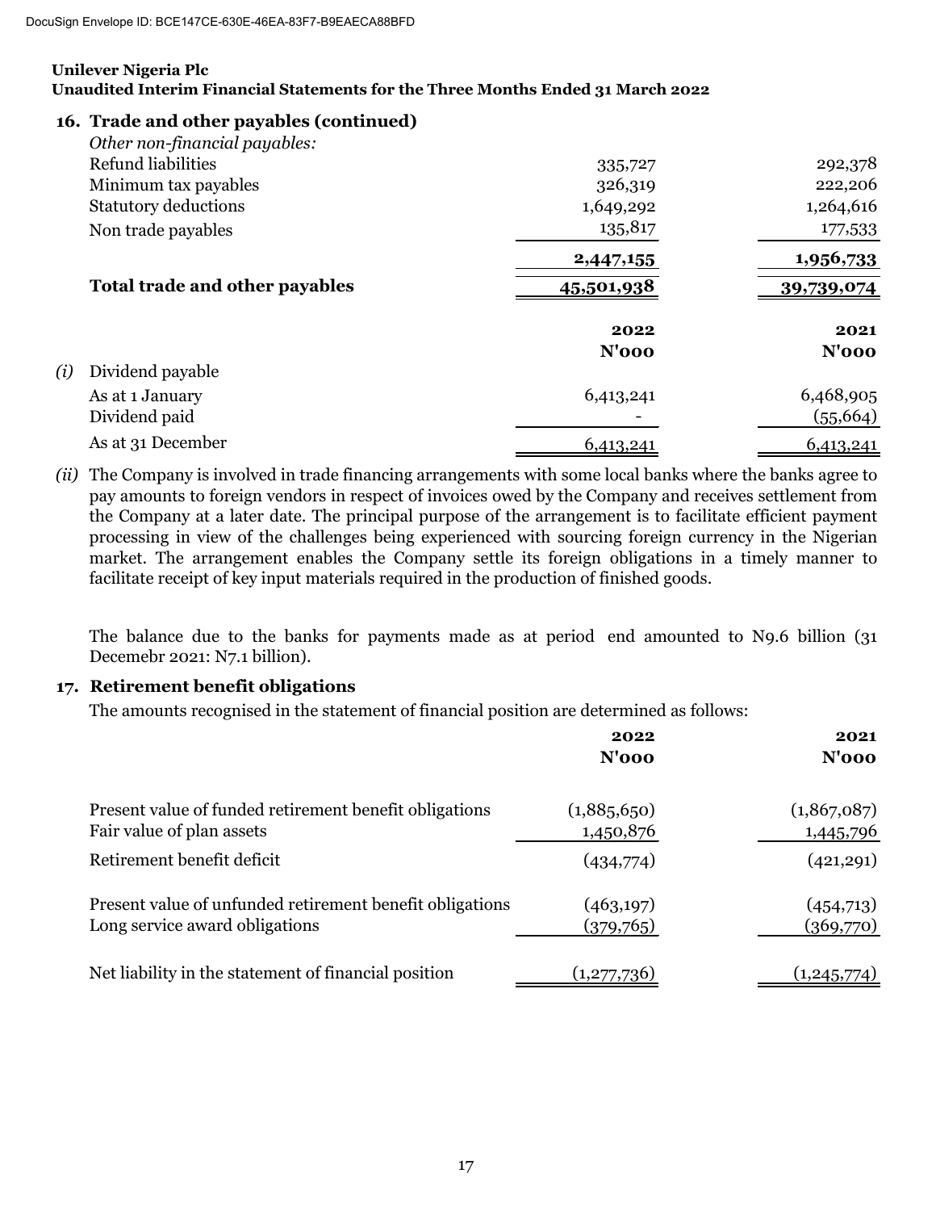Unilever Nigeria Plc
Unaudited Interim Financial Statements for the Three Months Ended 31 March 2022

## 16. Trade and other payables (continued)

| | | |
|---|---|---|
| *Other non-financial payables:* | | |
| Refund liabilities | 335,727 | 292,378 |
| Minimum tax payables | 326,319 | 222,206 |
| Statutory deductions | 1,649,292 | 1,264,616 |
| Non trade payables | 135,817 | 177,533 |
| | **2,447,155** | **1,956,733** |
| **Total trade and other payables** | **45,501,938** | **39,739,074** |

| | 2022 N'000 | 2021 N'000 |
|---|---|---|
| *(i)* Dividend payable | | |
| As at 1 January | 6,413,241 | 6,468,905 |
| Dividend paid | - | (55,664) |
| As at 31 December | 6,413,241 | 6,413,241 |

*(ii)* The Company is involved in trade financing arrangements with some local banks where the banks agree to pay amounts to foreign vendors in respect of invoices owed by the Company and receives settlement from the Company at a later date. The principal purpose of the arrangement is to facilitate efficient payment processing in view of the challenges being experienced with sourcing foreign currency in the Nigerian market. The arrangement enables the Company settle its foreign obligations in a timely manner to facilitate receipt of key input materials required in the production of finished goods.

The balance due to the banks for payments made as at period end amounted to N9.6 billion (31 Decemebr 2021: N7.1 billion).

## 17. Retirement benefit obligations

The amounts recognised in the statement of financial position are determined as follows:

| | 2022 N'000 | 2021 N'000 |
|---|---|---|
| Present value of funded retirement benefit obligations | (1,885,650) | (1,867,087) |
| Fair value of plan assets | 1,450,876 | 1,445,796 |
| Retirement benefit deficit | (434,774) | (421,291) |
| Present value of unfunded retirement benefit obligations | (463,197) | (454,713) |
| Long service award obligations | (379,765) | (369,770) |
| Net liability in the statement of financial position | (1,277,736) | (1,245,774) |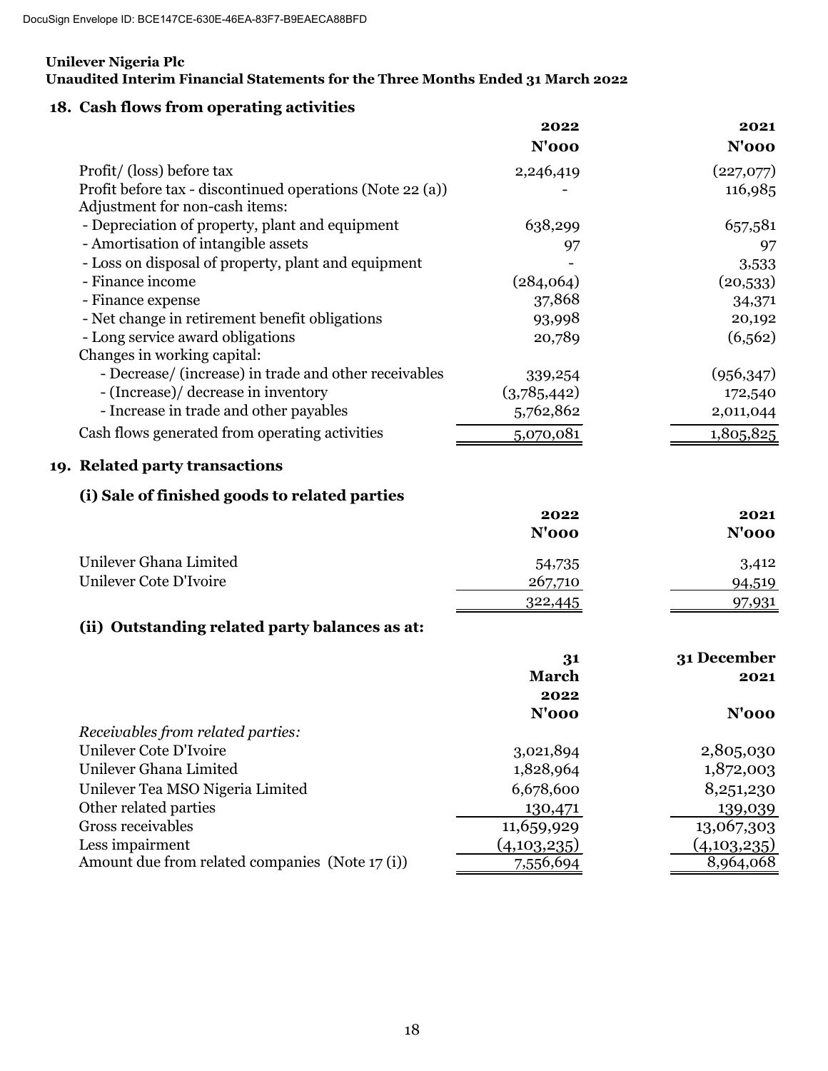DocuSign Envelope ID: BCE147CE-630E-46EA-83F7-B9EAECA88BFD

**Unilever Nigeria Plc**
**Unaudited Interim Financial Statements for the Three Months Ended 31 March 2022**

## 18. Cash flows from operating activities

| | 2022 N'000 | 2021 N'000 |
|---|---|---|
| Profit/ (loss) before tax | 2,246,419 | (227,077) |
| Profit before tax - discontinued operations (Note 22 (a)) | - | 116,985 |
| Adjustment for non-cash items: | | |
| - Depreciation of property, plant and equipment | 638,299 | 657,581 |
| - Amortisation of intangible assets | 97 | 97 |
| - Loss on disposal of property, plant and equipment | - | 3,533 |
| - Finance income | (284,064) | (20,533) |
| - Finance expense | 37,868 | 34,371 |
| - Net change in retirement benefit obligations | 93,998 | 20,192 |
| - Long service award obligations | 20,789 | (6,562) |
| Changes in working capital: | | |
| - Decrease/ (increase) in trade and other receivables | 339,254 | (956,347) |
| - (Increase)/ decrease in inventory | (3,785,442) | 172,540 |
| - Increase in trade and other payables | 5,762,862 | 2,011,044 |
| Cash flows generated from operating activities | 5,070,081 | 1,805,825 |

## 19. Related party transactions

### (i) Sale of finished goods to related parties

| | 2022 N'000 | 2021 N'000 |
|---|---|---|
| Unilever Ghana Limited | 54,735 | 3,412 |
| Unilever Cote D'Ivoire | 267,710 | 94,519 |
| | 322,445 | 97,931 |

### (ii) Outstanding related party balances as at:

| | 31 March 2022 N'000 | 31 December 2021 N'000 |
|---|---|---|
| *Receivables from related parties:* | | |
| Unilever Cote D'Ivoire | 3,021,894 | 2,805,030 |
| Unilever Ghana Limited | 1,828,964 | 1,872,003 |
| Unilever Tea MSO Nigeria Limited | 6,678,600 | 8,251,230 |
| Other related parties | 130,471 | 139,039 |
| Gross receivables | 11,659,929 | 13,067,303 |
| Less impairment | (4,103,235) | (4,103,235) |
| Amount due from related companies (Note 17 (i)) | 7,556,694 | 8,964,068 |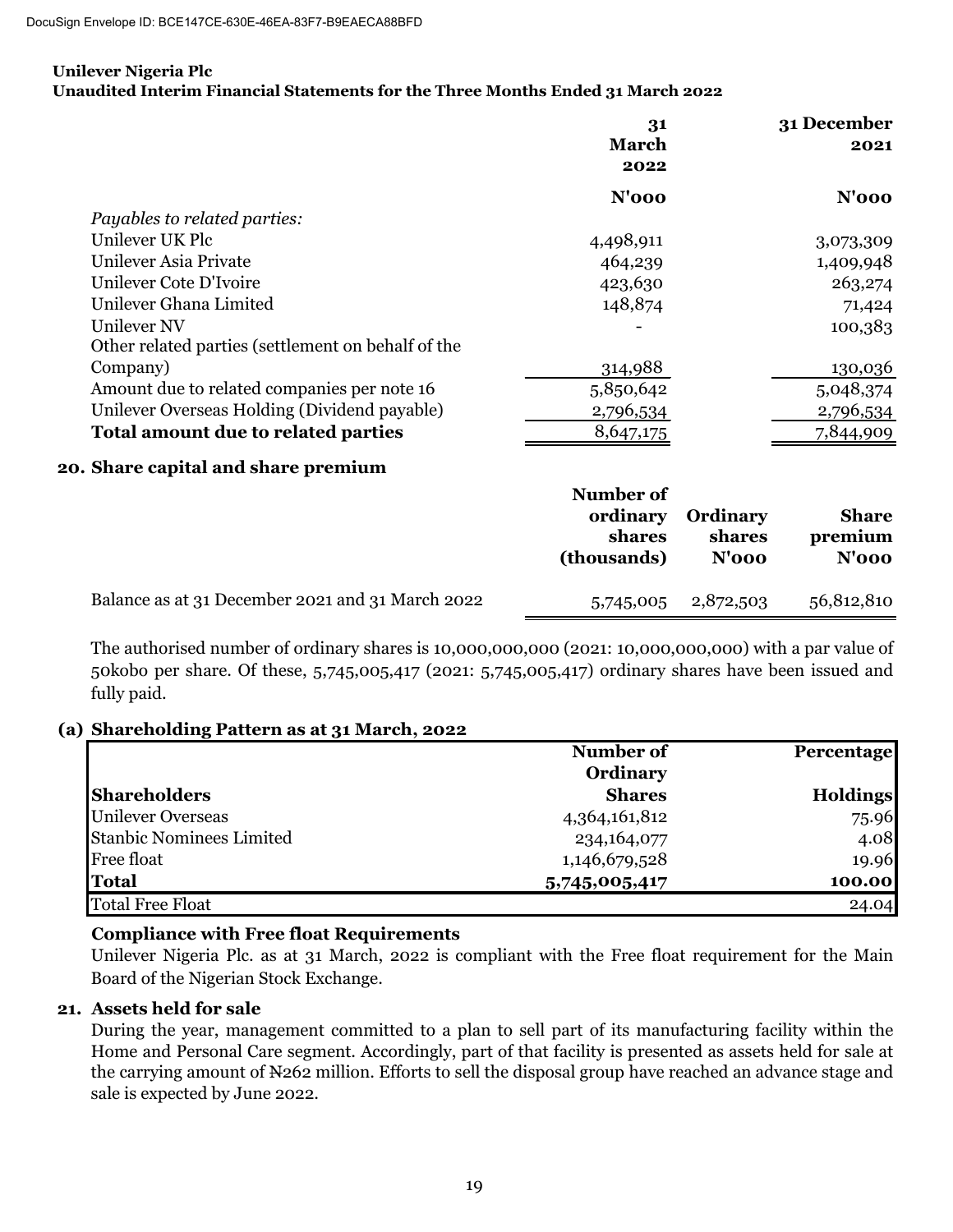**Unilever Nigeria Plc**
**Unaudited Interim Financial Statements for the Three Months Ended 31 March 2022**

| | 31 March 2022 | 31 December 2021 |
|---|---|---|
| | **N'000** | **N'000** |
| *Payables to related parties:* | | |
| Unilever UK Plc | 4,498,911 | 3,073,309 |
| Unilever Asia Private | 464,239 | 1,409,948 |
| Unilever Cote D'Ivoire | 423,630 | 263,274 |
| Unilever Ghana Limited | 148,874 | 71,424 |
| Unilever NV | - | 100,383 |
| Other related parties (settlement on behalf of the Company) | 314,988 | 130,036 |
| Amount due to related companies per note 16 | 5,850,642 | 5,048,374 |
| Unilever Overseas Holding (Dividend payable) | 2,796,534 | 2,796,534 |
| **Total amount due to related parties** | 8,647,175 | 7,844,909 |

## 20. Share capital and share premium

| | Number of ordinary shares (thousands) | Ordinary shares N'000 | Share premium N'000 |
|---|---|---|---|
| Balance as at 31 December 2021 and 31 March 2022 | 5,745,005 | 2,872,503 | 56,812,810 |

The authorised number of ordinary shares is 10,000,000,000 (2021: 10,000,000,000) with a par value of 50kobo per share. Of these, 5,745,005,417 (2021: 5,745,005,417) ordinary shares have been issued and fully paid.

### (a) Shareholding Pattern as at 31 March, 2022

| Shareholders | Number of Ordinary Shares | Percentage Holdings |
|---|---|---|
| Unilever Overseas | 4,364,161,812 | 75.96 |
| Stanbic Nominees Limited | 234,164,077 | 4.08 |
| Free float | 1,146,679,528 | 19.96 |
| **Total** | **5,745,005,417** | **100.00** |
| Total Free Float | | 24.04 |

**Compliance with Free float Requirements**

Unilever Nigeria Plc. as at 31 March, 2022 is compliant with the Free float requirement for the Main Board of the Nigerian Stock Exchange.

## 21. Assets held for sale

During the year, management committed to a plan to sell part of its manufacturing facility within the Home and Personal Care segment. Accordingly, part of that facility is presented as assets held for sale at the carrying amount of ₦262 million. Efforts to sell the disposal group have reached an advance stage and sale is expected by June 2022.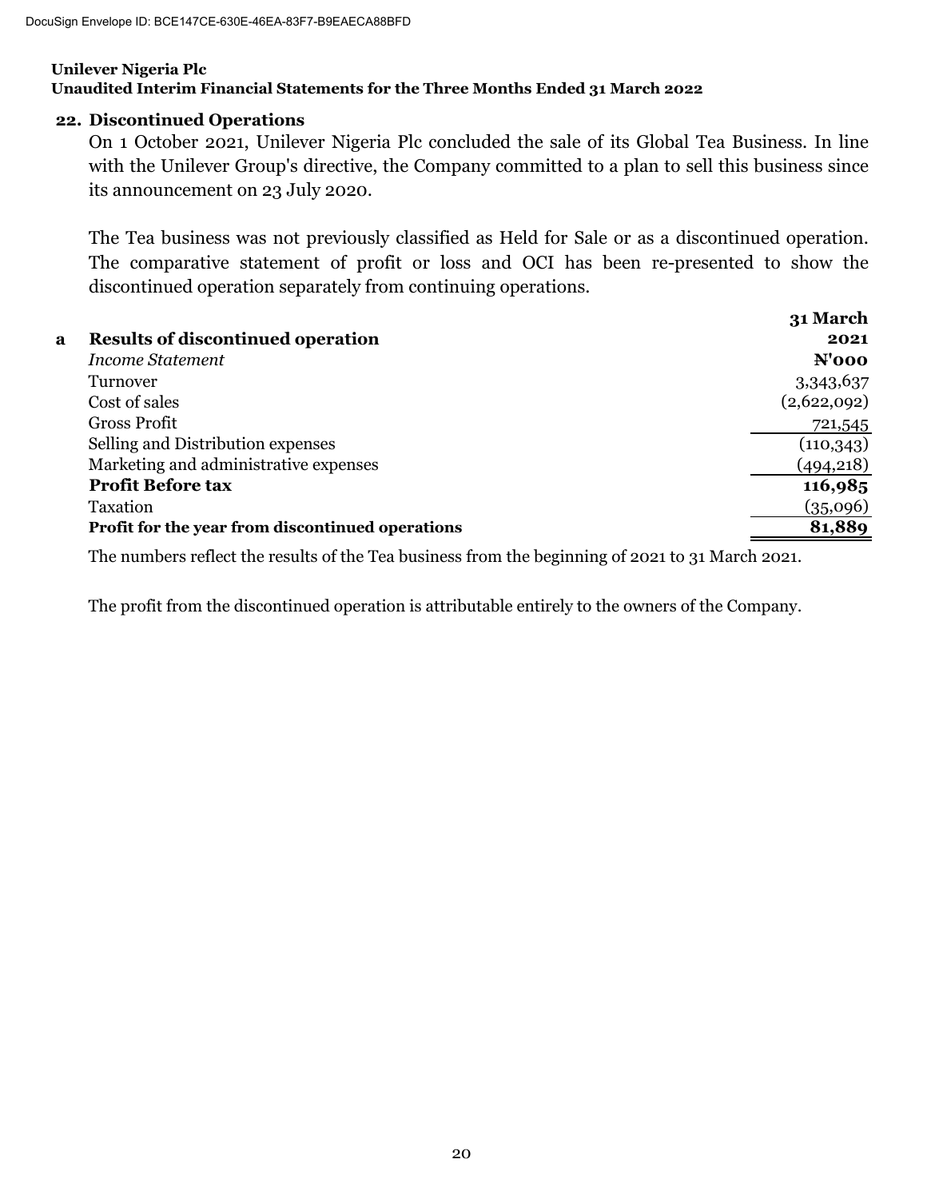**Unilever Nigeria Plc**
**Unaudited Interim Financial Statements for the Three Months Ended 31 March 2022**

## 22. Discontinued Operations

On 1 October 2021, Unilever Nigeria Plc concluded the sale of its Global Tea Business. In line with the Unilever Group's directive, the Company committed to a plan to sell this business since its announcement on 23 July 2020.

The Tea business was not previously classified as Held for Sale or as a discontinued operation. The comparative statement of profit or loss and OCI has been re-presented to show the discontinued operation separately from continuing operations.

| | | 31 March 2021 |
|---|---|---|
| **a** | **Results of discontinued operation** | |
| | *Income Statement* | **₦'000** |
| | Turnover | 3,343,637 |
| | Cost of sales | (2,622,092) |
| | Gross Profit | 721,545 |
| | Selling and Distribution expenses | (110,343) |
| | Marketing and administrative expenses | (494,218) |
| | **Profit Before tax** | **116,985** |
| | Taxation | (35,096) |
| | **Profit for the year from discontinued operations** | **81,889** |

The numbers reflect the results of the Tea business from the beginning of 2021 to 31 March 2021.

The profit from the discontinued operation is attributable entirely to the owners of the Company.